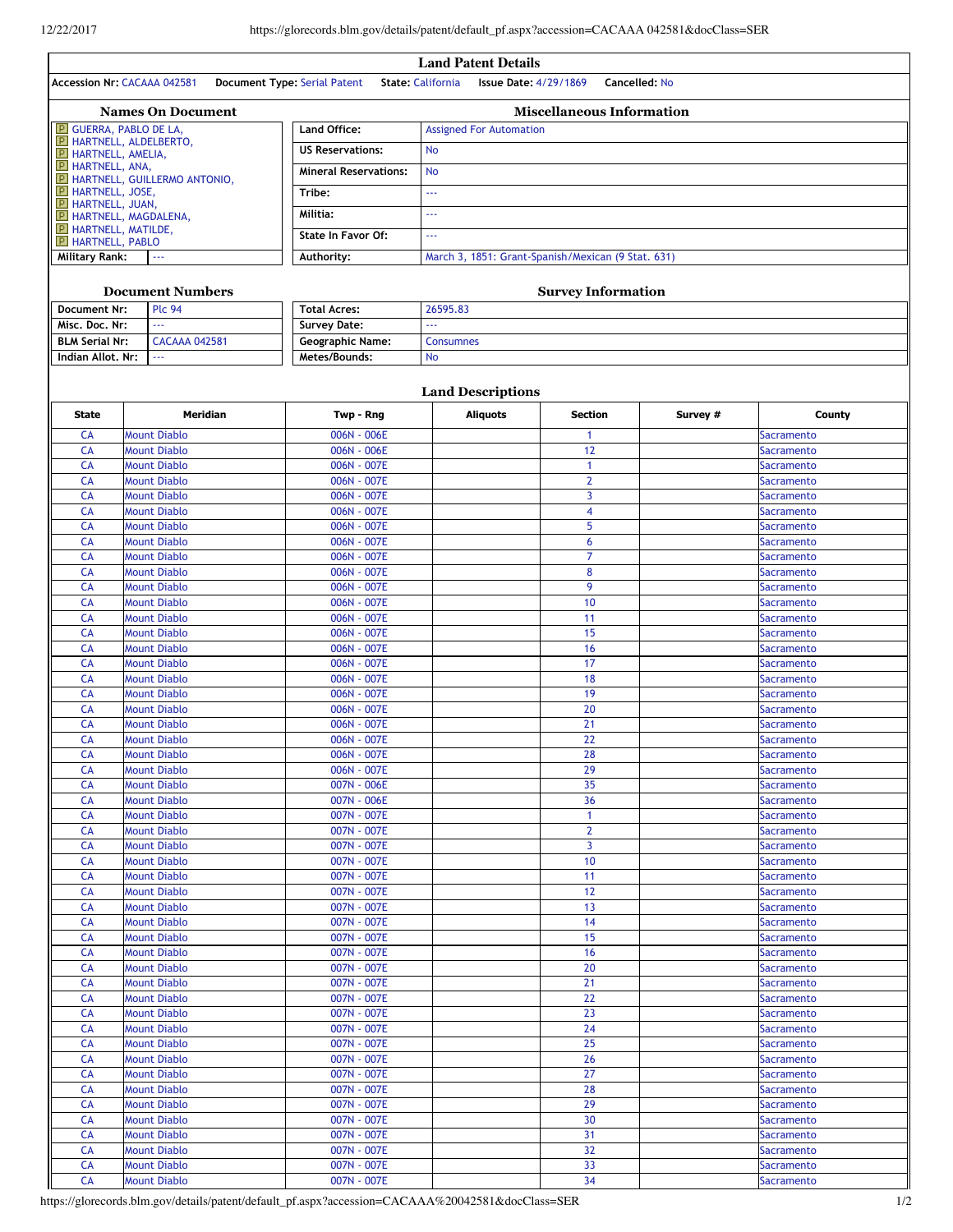## Land Patent Details

**Accession Nr:** CACAAA 042581 **Document Type:** Serial Patent **State:** California **Issue Date:** 4/29/1869 **Cancelled:** No

### Names On Document

- GUERRA, PABLO DE LA,
- HARTNELL, ALDELBERTO,
- HARTNELL, AMELIA,
- HARTNELL, ANA,
- HARTNELL, GUILLERMO ANTONIO,
- HARTNELL, JOSE,
- HARTNELL, JUAN,
- HARTNELL, MAGDALENA,
- HARTNELL, MATILDE,
- HARTNELL, PABLO

| Military Rank: | --- |
|---|---|

### Miscellaneous Information

| | |
|---|---|
| Land Office: | Assigned For Automation |
| US Reservations: | No |
| Mineral Reservations: | No |
| Tribe: | --- |
| Militia: | --- |
| State In Favor Of: | --- |
| Authority: | March 3, 1851: Grant-Spanish/Mexican (9 Stat. 631) |

### Document Numbers

| | |
|---|---|
| Document Nr: | Plc 94 |
| Misc. Doc. Nr: | --- |
| BLM Serial Nr: | CACAAA 042581 |
| Indian Allot. Nr: | --- |

### Survey Information

| | |
|---|---|
| Total Acres: | 26595.83 |
| Survey Date: | --- |
| Geographic Name: | Consumnes |
| Metes/Bounds: | No |

### Land Descriptions

| State | Meridian | Twp - Rng | Aliquots | Section | Survey # | County |
|---|---|---|---|---|---|---|
| CA | Mount Diablo | 006N - 006E | | 1 | | Sacramento |
| CA | Mount Diablo | 006N - 006E | | 12 | | Sacramento |
| CA | Mount Diablo | 006N - 007E | | 1 | | Sacramento |
| CA | Mount Diablo | 006N - 007E | | 2 | | Sacramento |
| CA | Mount Diablo | 006N - 007E | | 3 | | Sacramento |
| CA | Mount Diablo | 006N - 007E | | 4 | | Sacramento |
| CA | Mount Diablo | 006N - 007E | | 5 | | Sacramento |
| CA | Mount Diablo | 006N - 007E | | 6 | | Sacramento |
| CA | Mount Diablo | 006N - 007E | | 7 | | Sacramento |
| CA | Mount Diablo | 006N - 007E | | 8 | | Sacramento |
| CA | Mount Diablo | 006N - 007E | | 9 | | Sacramento |
| CA | Mount Diablo | 006N - 007E | | 10 | | Sacramento |
| CA | Mount Diablo | 006N - 007E | | 11 | | Sacramento |
| CA | Mount Diablo | 006N - 007E | | 15 | | Sacramento |
| CA | Mount Diablo | 006N - 007E | | 16 | | Sacramento |
| CA | Mount Diablo | 006N - 007E | | 17 | | Sacramento |
| CA | Mount Diablo | 006N - 007E | | 18 | | Sacramento |
| CA | Mount Diablo | 006N - 007E | | 19 | | Sacramento |
| CA | Mount Diablo | 006N - 007E | | 20 | | Sacramento |
| CA | Mount Diablo | 006N - 007E | | 21 | | Sacramento |
| CA | Mount Diablo | 006N - 007E | | 22 | | Sacramento |
| CA | Mount Diablo | 006N - 007E | | 28 | | Sacramento |
| CA | Mount Diablo | 006N - 007E | | 29 | | Sacramento |
| CA | Mount Diablo | 007N - 006E | | 35 | | Sacramento |
| CA | Mount Diablo | 007N - 006E | | 36 | | Sacramento |
| CA | Mount Diablo | 007N - 007E | | 1 | | Sacramento |
| CA | Mount Diablo | 007N - 007E | | 2 | | Sacramento |
| CA | Mount Diablo | 007N - 007E | | 3 | | Sacramento |
| CA | Mount Diablo | 007N - 007E | | 10 | | Sacramento |
| CA | Mount Diablo | 007N - 007E | | 11 | | Sacramento |
| CA | Mount Diablo | 007N - 007E | | 12 | | Sacramento |
| CA | Mount Diablo | 007N - 007E | | 13 | | Sacramento |
| CA | Mount Diablo | 007N - 007E | | 14 | | Sacramento |
| CA | Mount Diablo | 007N - 007E | | 15 | | Sacramento |
| CA | Mount Diablo | 007N - 007E | | 16 | | Sacramento |
| CA | Mount Diablo | 007N - 007E | | 20 | | Sacramento |
| CA | Mount Diablo | 007N - 007E | | 21 | | Sacramento |
| CA | Mount Diablo | 007N - 007E | | 22 | | Sacramento |
| CA | Mount Diablo | 007N - 007E | | 23 | | Sacramento |
| CA | Mount Diablo | 007N - 007E | | 24 | | Sacramento |
| CA | Mount Diablo | 007N - 007E | | 25 | | Sacramento |
| CA | Mount Diablo | 007N - 007E | | 26 | | Sacramento |
| CA | Mount Diablo | 007N - 007E | | 27 | | Sacramento |
| CA | Mount Diablo | 007N - 007E | | 28 | | Sacramento |
| CA | Mount Diablo | 007N - 007E | | 29 | | Sacramento |
| CA | Mount Diablo | 007N - 007E | | 30 | | Sacramento |
| CA | Mount Diablo | 007N - 007E | | 31 | | Sacramento |
| CA | Mount Diablo | 007N - 007E | | 32 | | Sacramento |
| CA | Mount Diablo | 007N - 007E | | 33 | | Sacramento |
| CA | Mount Diablo | 007N - 007E | | 34 | | Sacramento |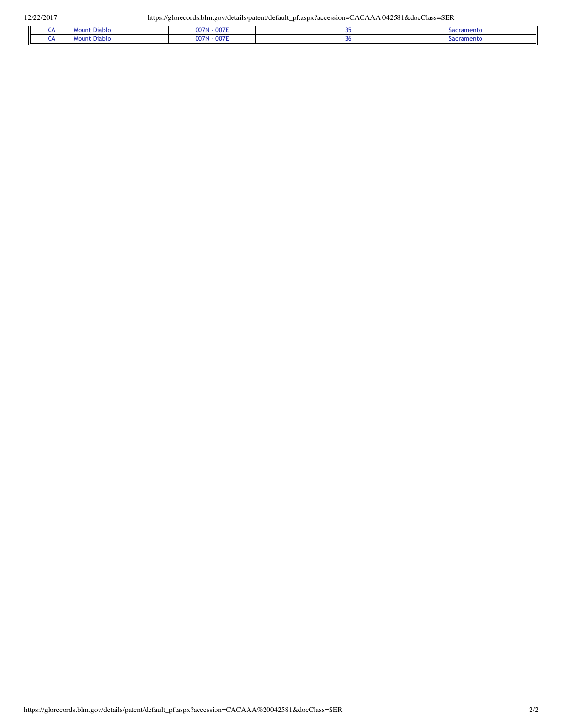| | | | | | | |
|---|---|---|---|---|---|---|
| CA | Mount Diablo | 007N - 007E | | 35 | | Sacramento |
| CA | Mount Diablo | 007N - 007E | | 36 | | Sacramento |